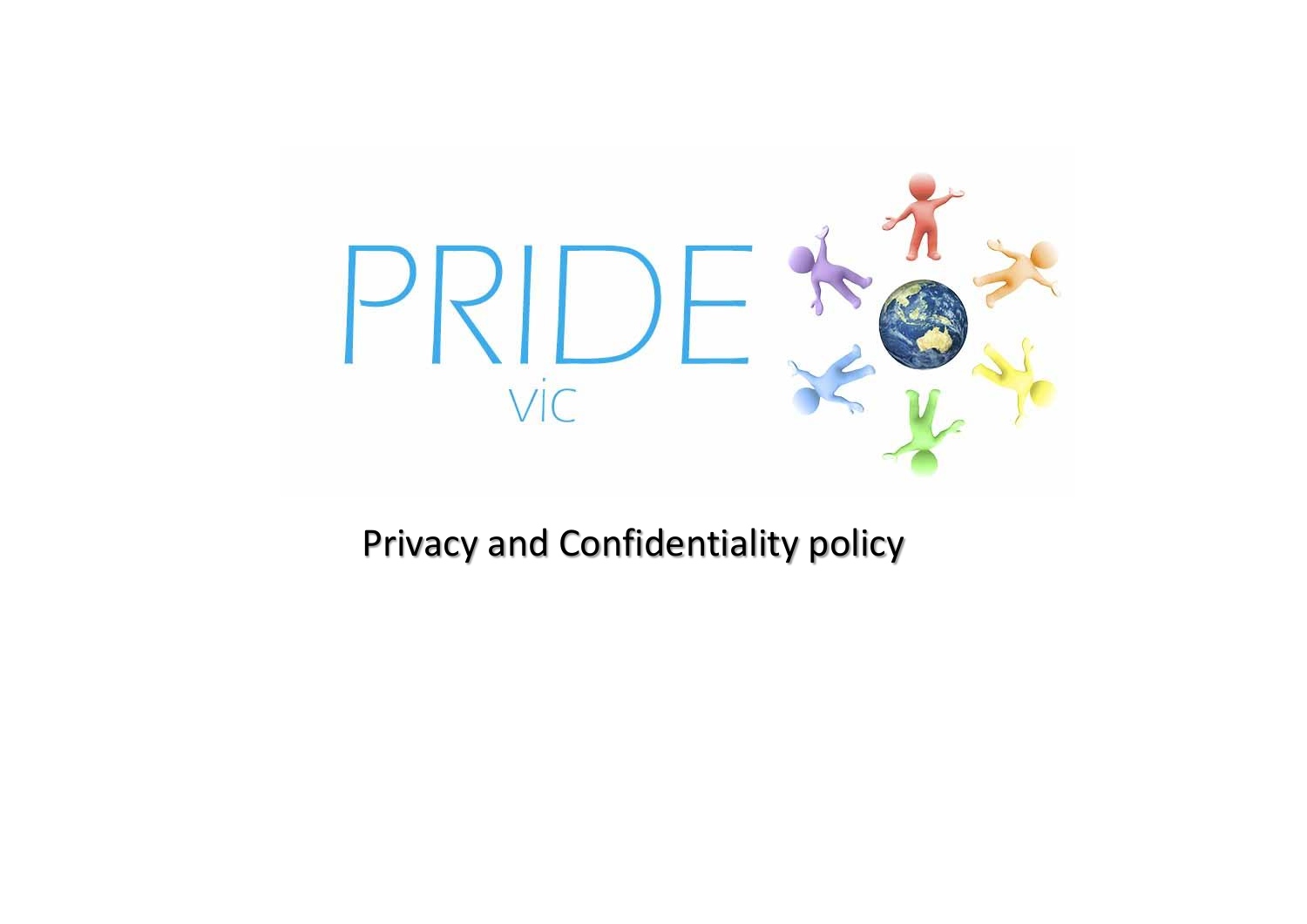PRIDE

ViC

# Privacy and Confidentiality policy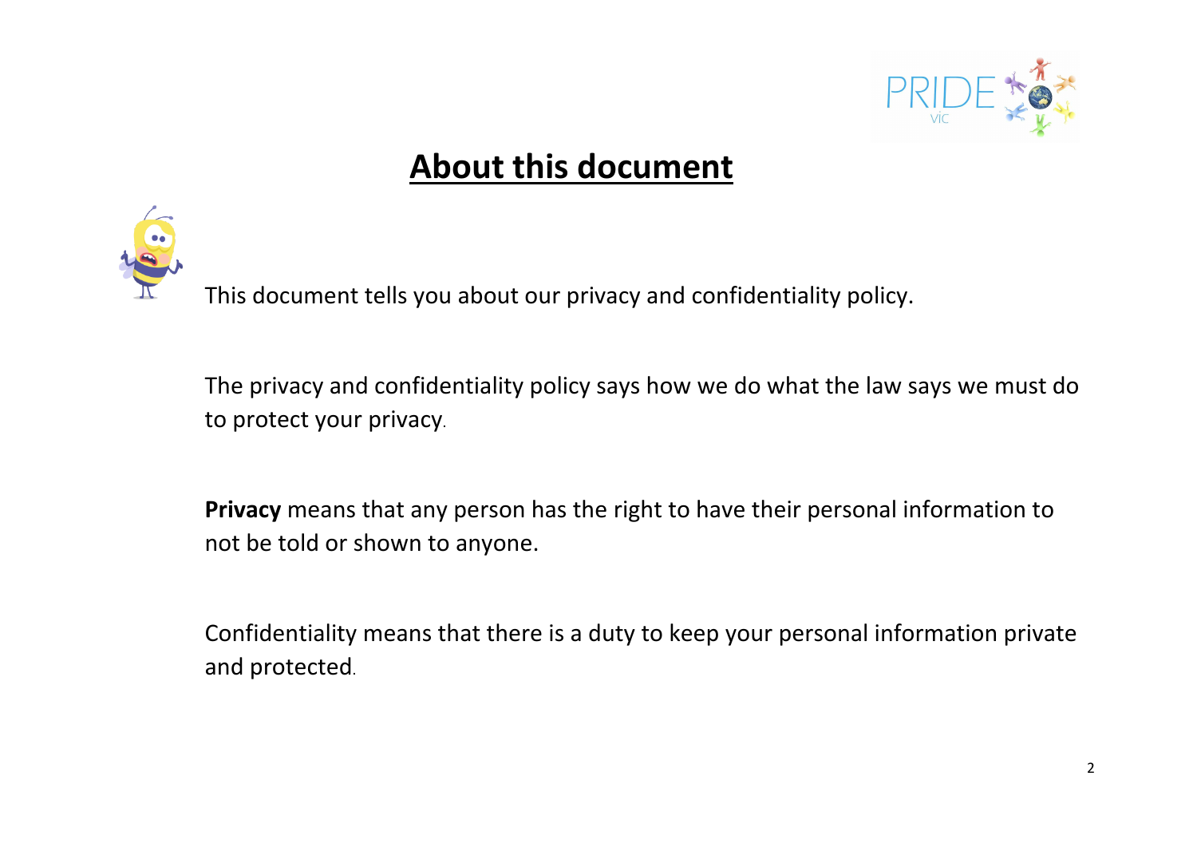# About this document

This document tells you about our privacy and confidentiality policy.

The privacy and confidentiality policy says how we do what the law says we must do to protect your privacy.

**Privacy** means that any person has the right to have their personal information to not be told or shown to anyone.

Confidentiality means that there is a duty to keep your personal information private and protected.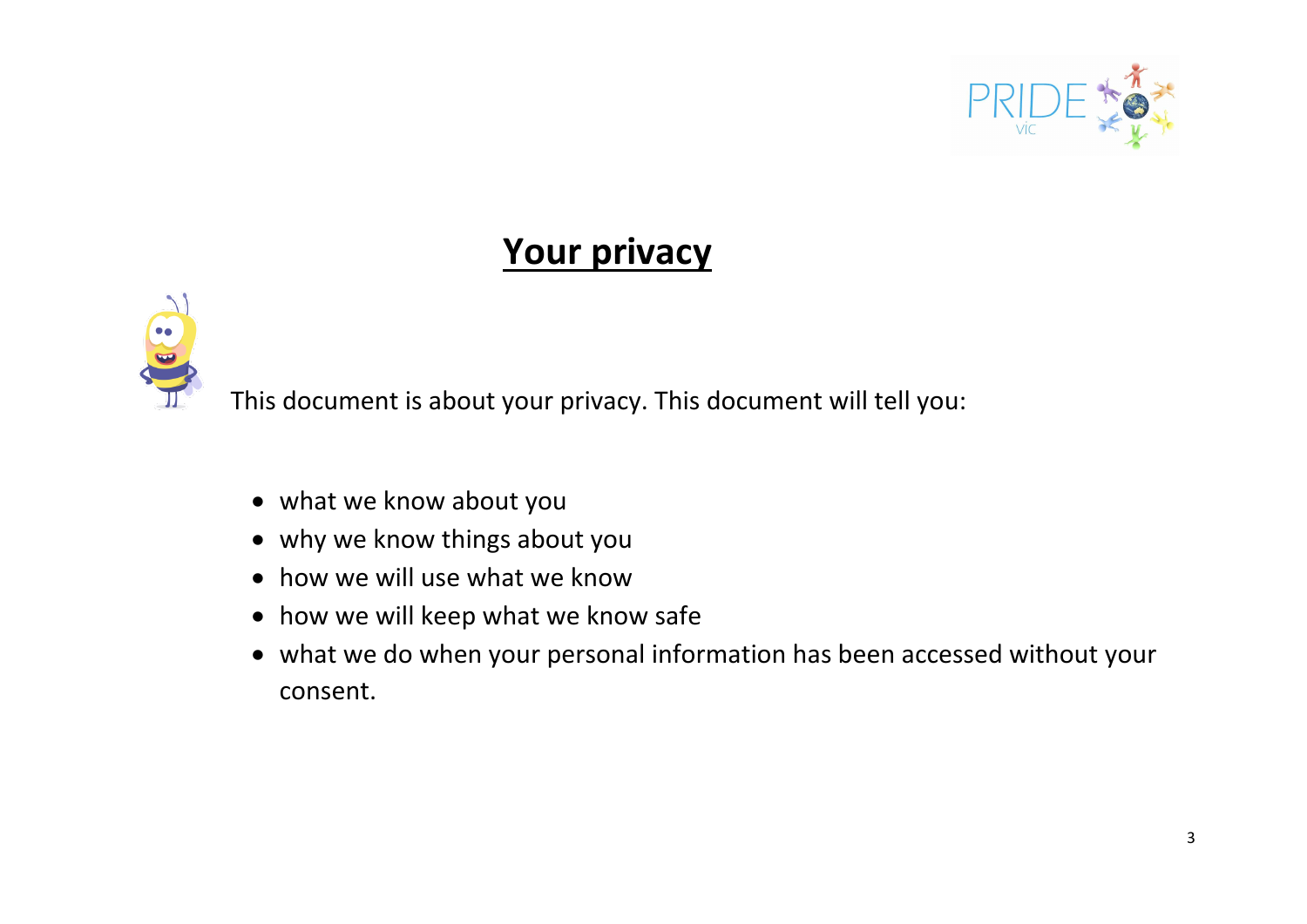# Your privacy

This document is about your privacy. This document will tell you:

- what we know about you
- why we know things about you
- how we will use what we know
- how we will keep what we know safe
- what we do when your personal information has been accessed without your consent.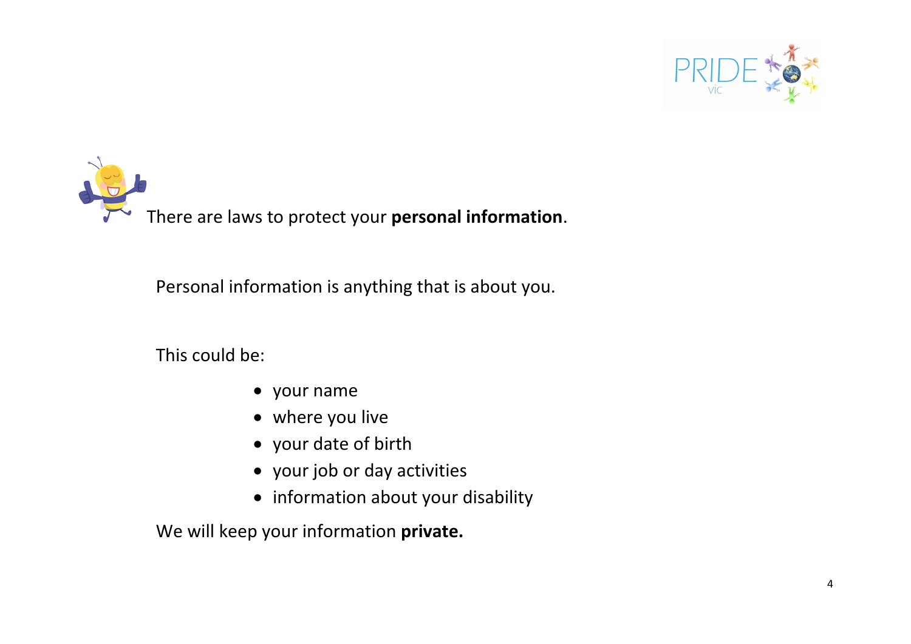There are laws to protect your **personal information**.

Personal information is anything that is about you.

This could be:

- your name
- where you live
- your date of birth
- your job or day activities
- information about your disability

We will keep your information **private.**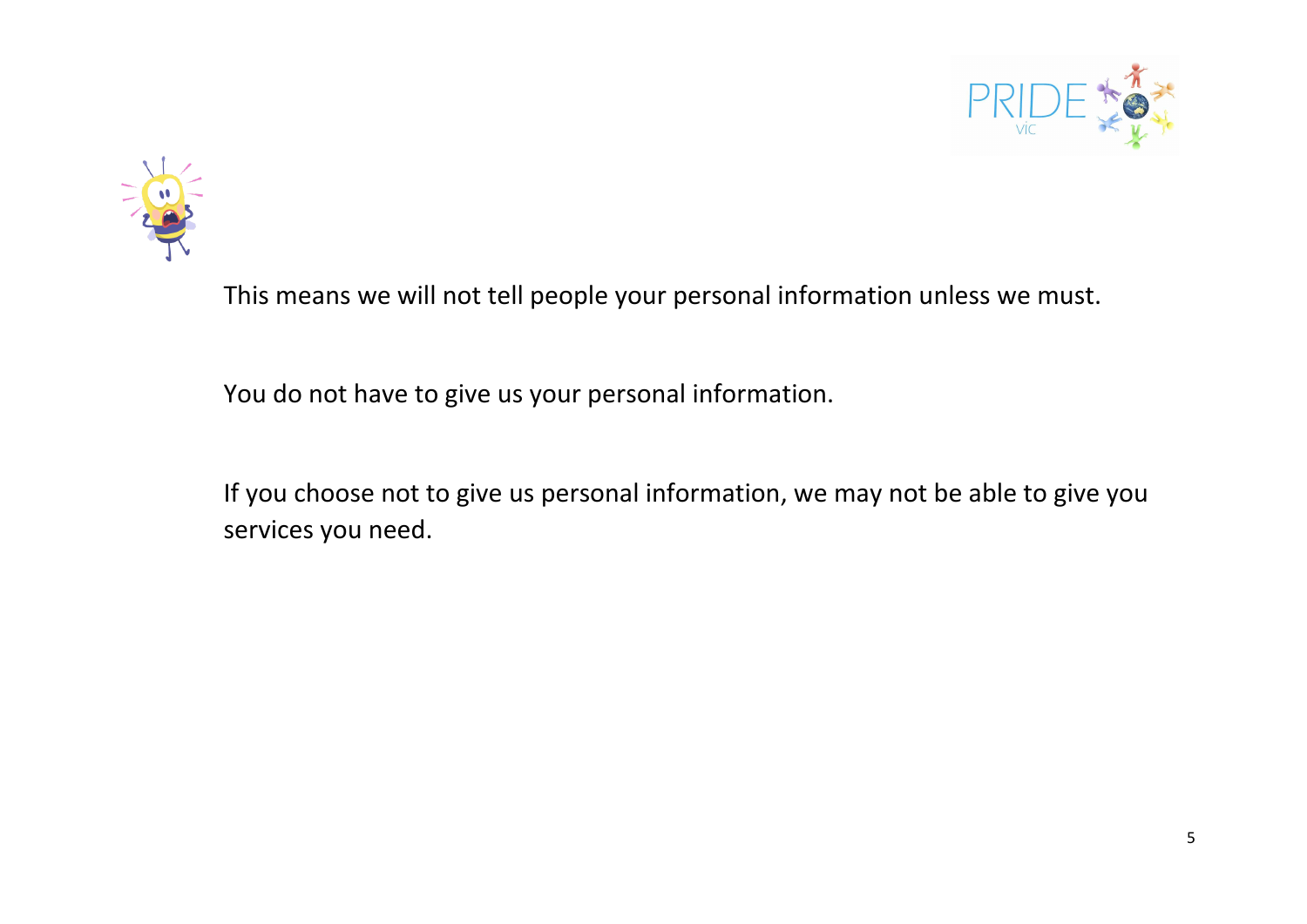This means we will not tell people your personal information unless we must.

You do not have to give us your personal information.

If you choose not to give us personal information, we may not be able to give you services you need.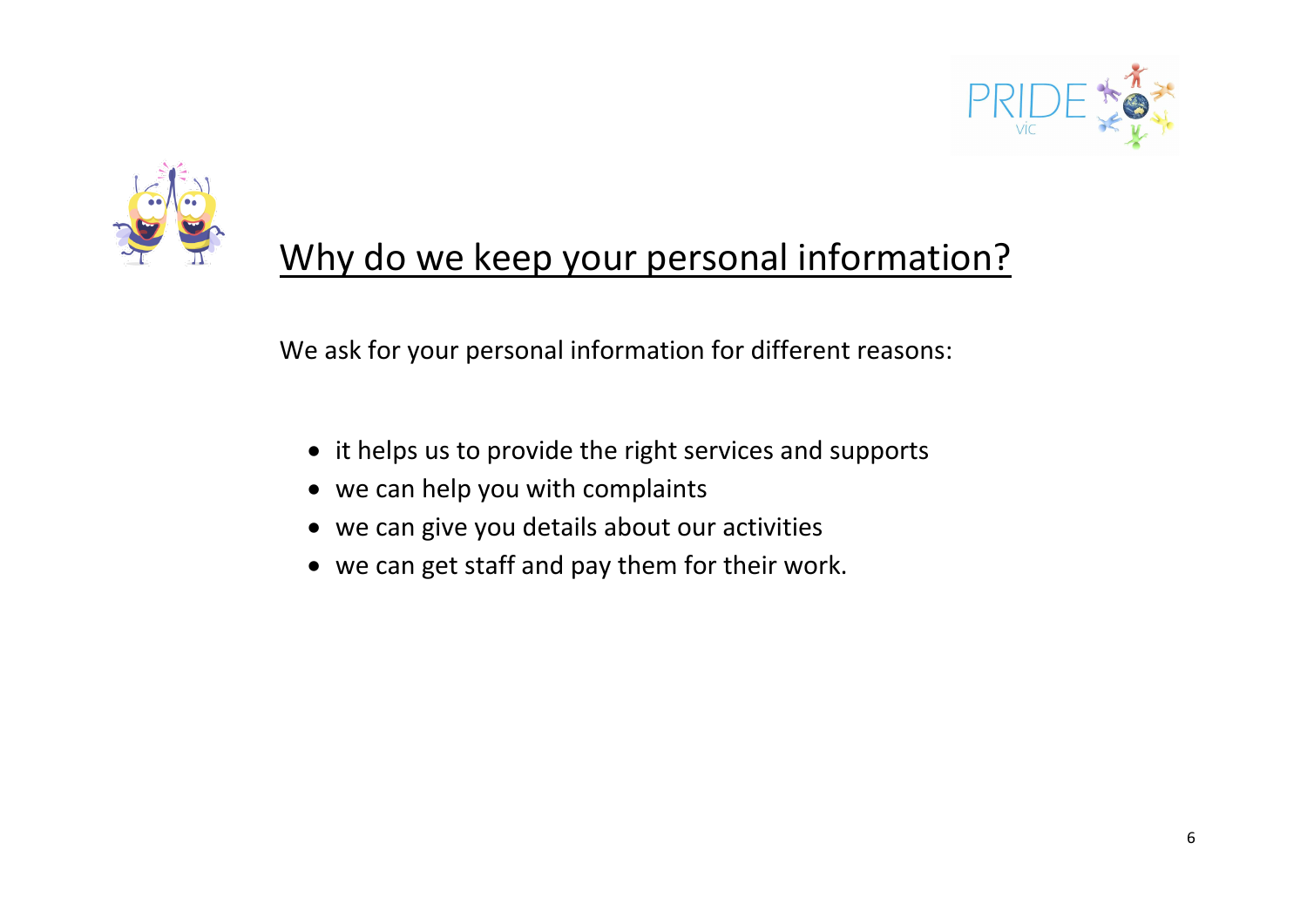# Why do we keep your personal information?

We ask for your personal information for different reasons:

- it helps us to provide the right services and supports
- we can help you with complaints
- we can give you details about our activities
- we can get staff and pay them for their work.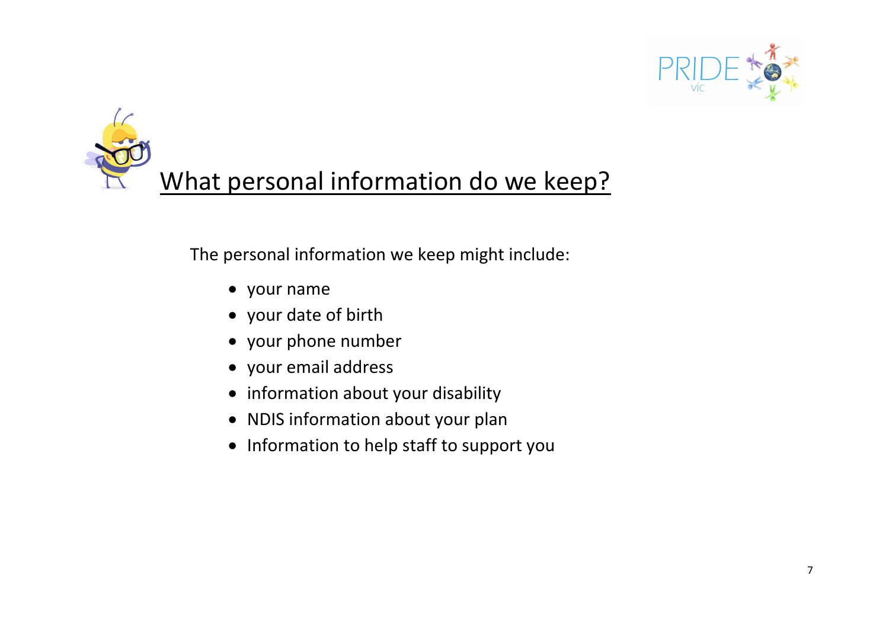# What personal information do we keep?

The personal information we keep might include:

- your name
- your date of birth
- your phone number
- your email address
- information about your disability
- NDIS information about your plan
- Information to help staff to support you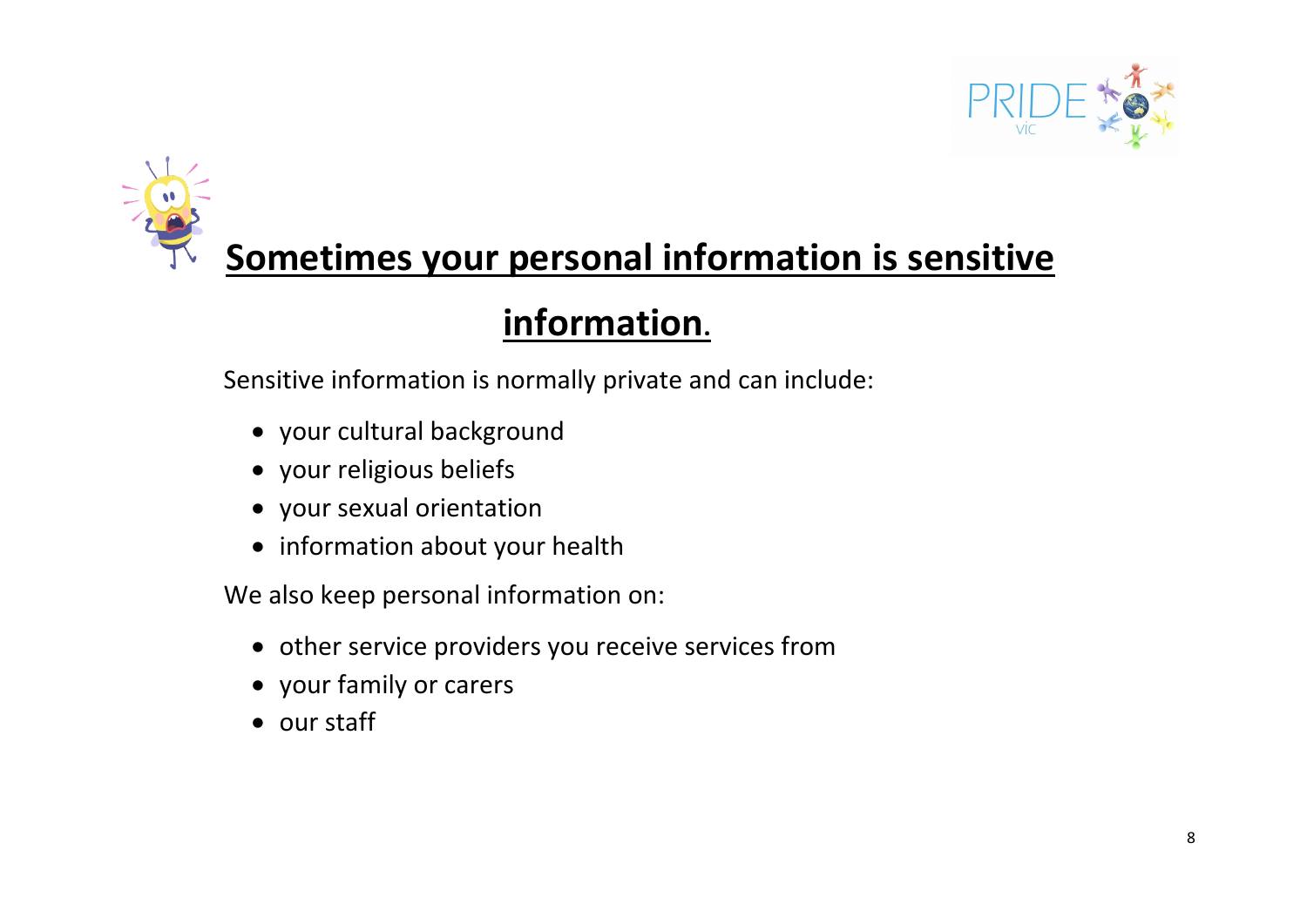## Sometimes your personal information is sensitive information.

Sensitive information is normally private and can include:

- your cultural background
- your religious beliefs
- your sexual orientation
- information about your health

We also keep personal information on:

- other service providers you receive services from
- your family or carers
- our staff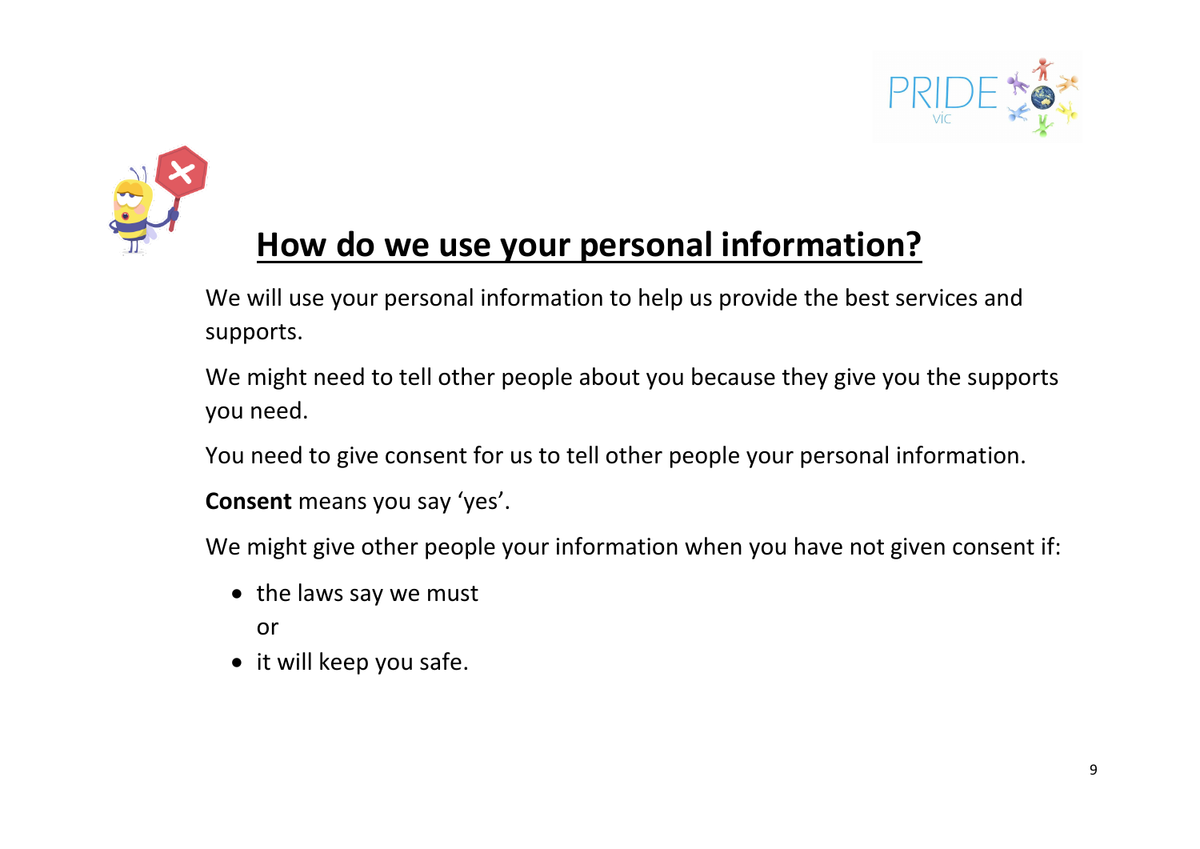# How do we use your personal information?

We will use your personal information to help us provide the best services and supports.

We might need to tell other people about you because they give you the supports you need.

You need to give consent for us to tell other people your personal information.

**Consent** means you say 'yes'.

We might give other people your information when you have not given consent if:

- the laws say we must

  or
- it will keep you safe.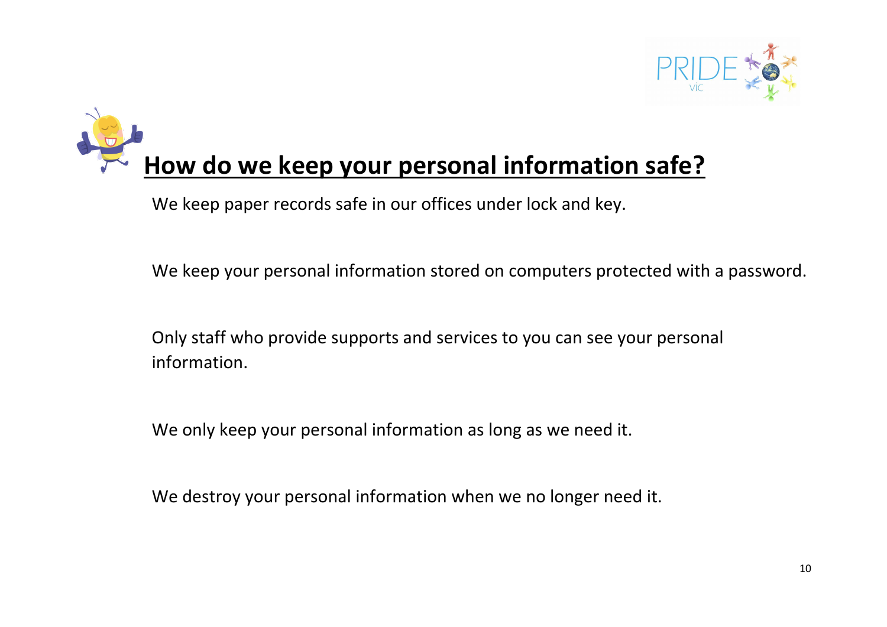# How do we keep your personal information safe?

We keep paper records safe in our offices under lock and key.

We keep your personal information stored on computers protected with a password.

Only staff who provide supports and services to you can see your personal information.

We only keep your personal information as long as we need it.

We destroy your personal information when we no longer need it.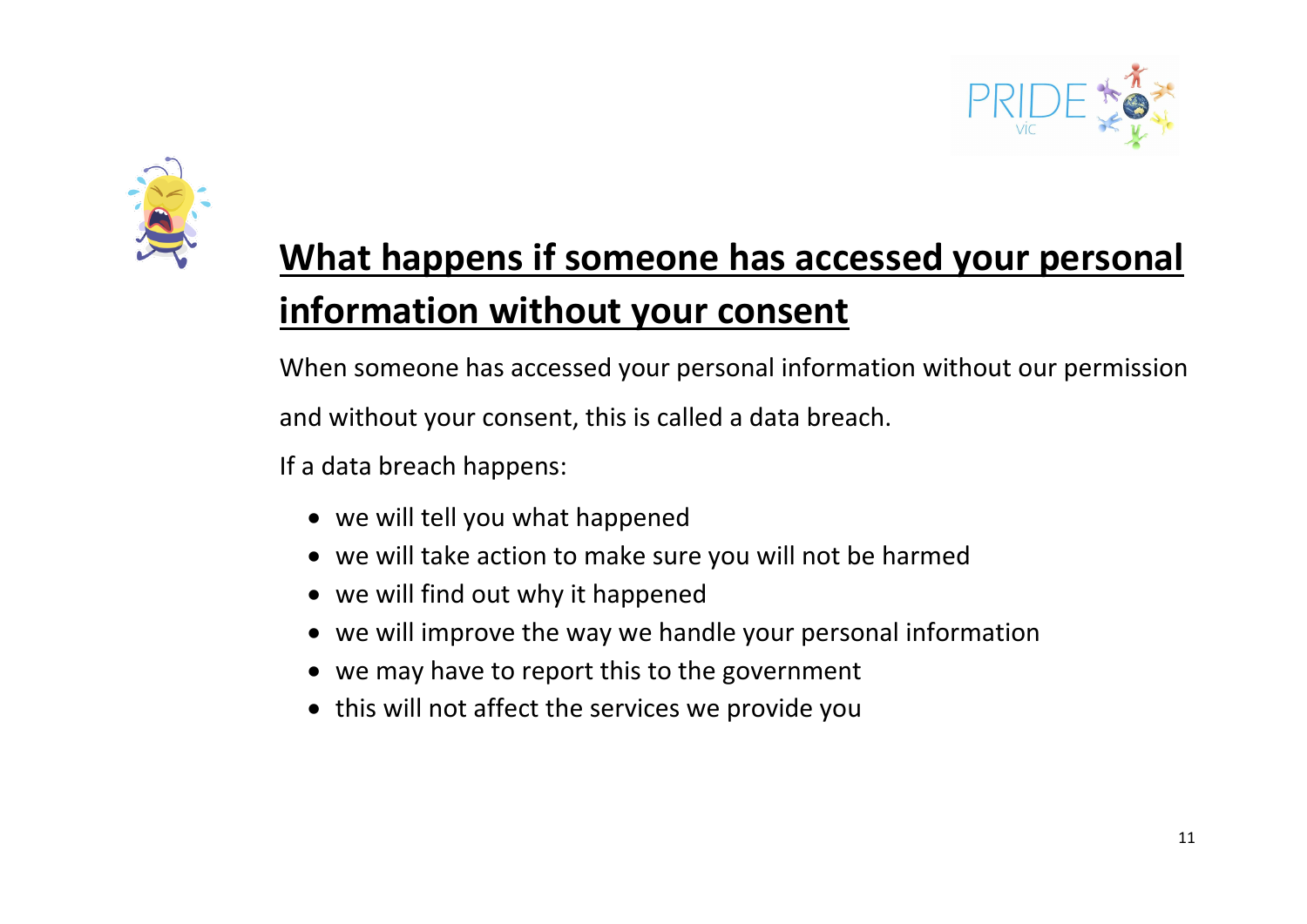# What happens if someone has accessed your personal information without your consent

When someone has accessed your personal information without our permission and without your consent, this is called a data breach.

If a data breach happens:

- we will tell you what happened
- we will take action to make sure you will not be harmed
- we will find out why it happened
- we will improve the way we handle your personal information
- we may have to report this to the government
- this will not affect the services we provide you